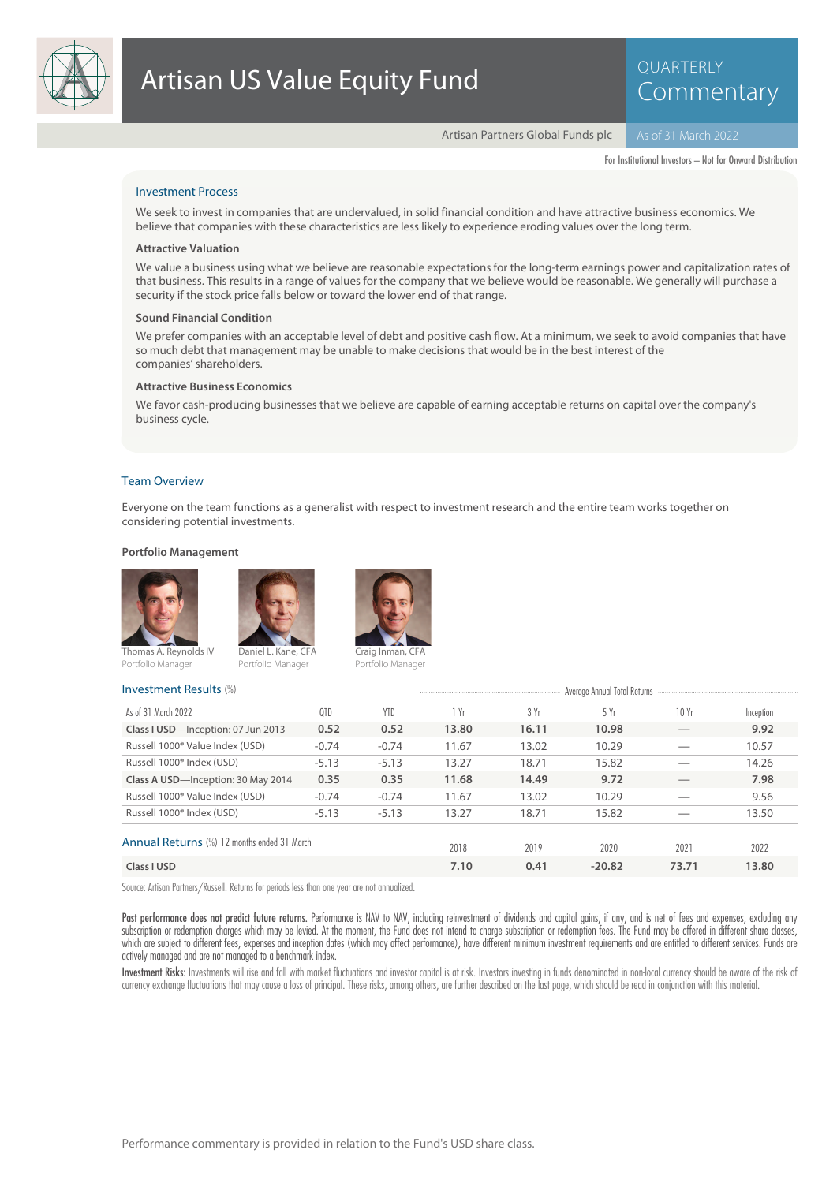# Artisan US Value Equity Fund

QUARTERLY Commentary

Artisan Partners Global Funds plc — As of 31 March 2022

For Institutional Investors – Not for Onward Distribution

## Investment Process

We seek to invest in companies that are undervalued, in solid financial condition and have attractive business economics. We believe that companies with these characteristics are less likely to experience eroding values over the long term.

### Attractive Valuation

We value a business using what we believe are reasonable expectations for the long-term earnings power and capitalization rates of that business. This results in a range of values for the company that we believe would be reasonable. We generally will purchase a security if the stock price falls below or toward the lower end of that range.

### Sound Financial Condition

We prefer companies with an acceptable level of debt and positive cash flow. At a minimum, we seek to avoid companies that have so much debt that management may be unable to make decisions that would be in the best interest of the companies' shareholders.

### Attractive Business Economics

We favor cash-producing businesses that we believe are capable of earning acceptable returns on capital over the company's business cycle.

## Team Overview

Everyone on the team functions as a generalist with respect to investment research and the entire team works together on considering potential investments.

### Portfolio Management

Thomas A. Reynolds IV
Portfolio Manager

Daniel L. Kane, CFA
Portfolio Manager

Craig Inman, CFA
Portfolio Manager

## Investment Results (%)

| As of 31 March 2022 | QTD | YTD | Average Annual Total Returns 1 Yr | 3 Yr | 5 Yr | 10 Yr | Inception |
|---|---|---|---|---|---|---|---|
| **Class I USD**—Inception: 07 Jun 2013 | **0.52** | **0.52** | **13.80** | **16.11** | **10.98** | — | **9.92** |
| Russell 1000® Value Index (USD) | -0.74 | -0.74 | 11.67 | 13.02 | 10.29 | — | 10.57 |
| Russell 1000® Index (USD) | -5.13 | -5.13 | 13.27 | 18.71 | 15.82 | — | 14.26 |
| **Class A USD**—Inception: 30 May 2014 | **0.35** | **0.35** | **11.68** | **14.49** | **9.72** | — | **7.98** |
| Russell 1000® Value Index (USD) | -0.74 | -0.74 | 11.67 | 13.02 | 10.29 | — | 9.56 |
| Russell 1000® Index (USD) | -5.13 | -5.13 | 13.27 | 18.71 | 15.82 | — | 13.50 |

## Annual Returns (%) 12 months ended 31 March

| | 2018 | 2019 | 2020 | 2021 | 2022 |
|---|---|---|---|---|---|
| **Class I USD** | **7.10** | **0.41** | **-20.82** | **73.71** | **13.80** |

Source: Artisan Partners/Russell. Returns for periods less than one year are not annualized.

**Past performance does not predict future returns.** Performance is NAV to NAV, including reinvestment of dividends and capital gains, if any, and is net of fees and expenses, excluding any subscription or redemption charges which may be levied. At the moment, the Fund does not intend to charge subscription or redemption fees. The Fund may be offered in different share classes, which are subject to different fees, expenses and inception dates (which may affect performance), have different minimum investment requirements and are entitled to different services. Funds are actively managed and are not managed to a benchmark index.

**Investment Risks:** Investments will rise and fall with market fluctuations and investor capital is at risk. Investors investing in funds denominated in non-local currency should be aware of the risk of currency exchange fluctuations that may cause a loss of principal. These risks, among others, are further described on the last page, which should be read in conjunction with this material.

Performance commentary is provided in relation to the Fund's USD share class.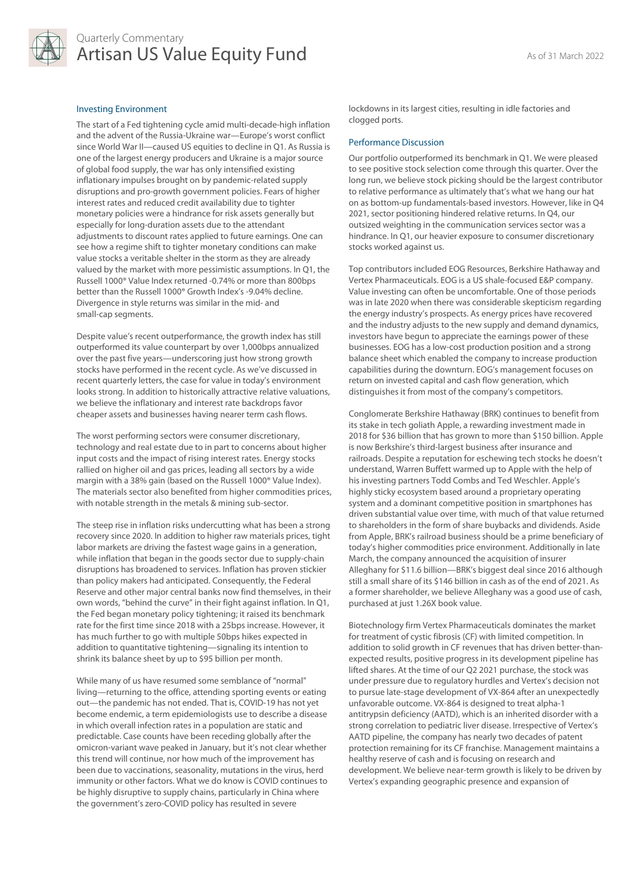## Investing Environment

The start of a Fed tightening cycle amid multi-decade-high inflation and the advent of the Russia-Ukraine war—Europe's worst conflict since World War II—caused US equities to decline in Q1. As Russia is one of the largest energy producers and Ukraine is a major source of global food supply, the war has only intensified existing inflationary impulses brought on by pandemic-related supply disruptions and pro-growth government policies. Fears of higher interest rates and reduced credit availability due to tighter monetary policies were a hindrance for risk assets generally but especially for long-duration assets due to the attendant adjustments to discount rates applied to future earnings. One can see how a regime shift to tighter monetary conditions can make value stocks a veritable shelter in the storm as they are already valued by the market with more pessimistic assumptions. In Q1, the Russell 1000® Value Index returned -0.74% or more than 800bps better than the Russell 1000® Growth Index's -9.04% decline. Divergence in style returns was similar in the mid- and small-cap segments.

Despite value's recent outperformance, the growth index has still outperformed its value counterpart by over 1,000bps annualized over the past five years—underscoring just how strong growth stocks have performed in the recent cycle. As we've discussed in recent quarterly letters, the case for value in today's environment looks strong. In addition to historically attractive relative valuations, we believe the inflationary and interest rate backdrops favor cheaper assets and businesses having nearer term cash flows.

The worst performing sectors were consumer discretionary, technology and real estate due to in part to concerns about higher input costs and the impact of rising interest rates. Energy stocks rallied on higher oil and gas prices, leading all sectors by a wide margin with a 38% gain (based on the Russell 1000® Value Index). The materials sector also benefited from higher commodities prices, with notable strength in the metals & mining sub-sector.

The steep rise in inflation risks undercutting what has been a strong recovery since 2020. In addition to higher raw materials prices, tight labor markets are driving the fastest wage gains in a generation, while inflation that began in the goods sector due to supply-chain disruptions has broadened to services. Inflation has proven stickier than policy makers had anticipated. Consequently, the Federal Reserve and other major central banks now find themselves, in their own words, "behind the curve" in their fight against inflation. In Q1, the Fed began monetary policy tightening; it raised its benchmark rate for the first time since 2018 with a 25bps increase. However, it has much further to go with multiple 50bps hikes expected in addition to quantitative tightening—signaling its intention to shrink its balance sheet by up to $95 billion per month.

While many of us have resumed some semblance of "normal" living—returning to the office, attending sporting events or eating out—the pandemic has not ended. That is, COVID-19 has not yet become endemic, a term epidemiologists use to describe a disease in which overall infection rates in a population are static and predictable. Case counts have been receding globally after the omicron-variant wave peaked in January, but it's not clear whether this trend will continue, nor how much of the improvement has been due to vaccinations, seasonality, mutations in the virus, herd immunity or other factors. What we do know is COVID continues to be highly disruptive to supply chains, particularly in China where the government's zero-COVID policy has resulted in severe lockdowns in its largest cities, resulting in idle factories and clogged ports.

## Performance Discussion

Our portfolio outperformed its benchmark in Q1. We were pleased to see positive stock selection come through this quarter. Over the long run, we believe stock picking should be the largest contributor to relative performance as ultimately that's what we hang our hat on as bottom-up fundamentals-based investors. However, like in Q4 2021, sector positioning hindered relative returns. In Q4, our outsized weighting in the communication services sector was a hindrance. In Q1, our heavier exposure to consumer discretionary stocks worked against us.

Top contributors included EOG Resources, Berkshire Hathaway and Vertex Pharmaceuticals. EOG is a US shale-focused E&P company. Value investing can often be uncomfortable. One of those periods was in late 2020 when there was considerable skepticism regarding the energy industry's prospects. As energy prices have recovered and the industry adjusts to the new supply and demand dynamics, investors have begun to appreciate the earnings power of these businesses. EOG has a low-cost production position and a strong balance sheet which enabled the company to increase production capabilities during the downturn. EOG's management focuses on return on invested capital and cash flow generation, which distinguishes it from most of the company's competitors.

Conglomerate Berkshire Hathaway (BRK) continues to benefit from its stake in tech goliath Apple, a rewarding investment made in 2018 for $36 billion that has grown to more than $150 billion. Apple is now Berkshire's third-largest business after insurance and railroads. Despite a reputation for eschewing tech stocks he doesn't understand, Warren Buffett warmed up to Apple with the help of his investing partners Todd Combs and Ted Weschler. Apple's highly sticky ecosystem based around a proprietary operating system and a dominant competitive position in smartphones has driven substantial value over time, with much of that value returned to shareholders in the form of share buybacks and dividends. Aside from Apple, BRK's railroad business should be a prime beneficiary of today's higher commodities price environment. Additionally in late March, the company announced the acquisition of insurer Alleghany for $11.6 billion—BRK's biggest deal since 2016 although still a small share of its $146 billion in cash as of the end of 2021. As a former shareholder, we believe Alleghany was a good use of cash, purchased at just 1.26X book value.

Biotechnology firm Vertex Pharmaceuticals dominates the market for treatment of cystic fibrosis (CF) with limited competition. In addition to solid growth in CF revenues that has driven better-than-expected results, positive progress in its development pipeline has lifted shares. At the time of our Q2 2021 purchase, the stock was under pressure due to regulatory hurdles and Vertex's decision not to pursue late-stage development of VX-864 after an unexpectedly unfavorable outcome. VX-864 is designed to treat alpha-1 antitrypsin deficiency (AATD), which is an inherited disorder with a strong correlation to pediatric liver disease. Irrespective of Vertex's AATD pipeline, the company has nearly two decades of patent protection remaining for its CF franchise. Management maintains a healthy reserve of cash and is focusing on research and development. We believe near-term growth is likely to be driven by Vertex's expanding geographic presence and expansion of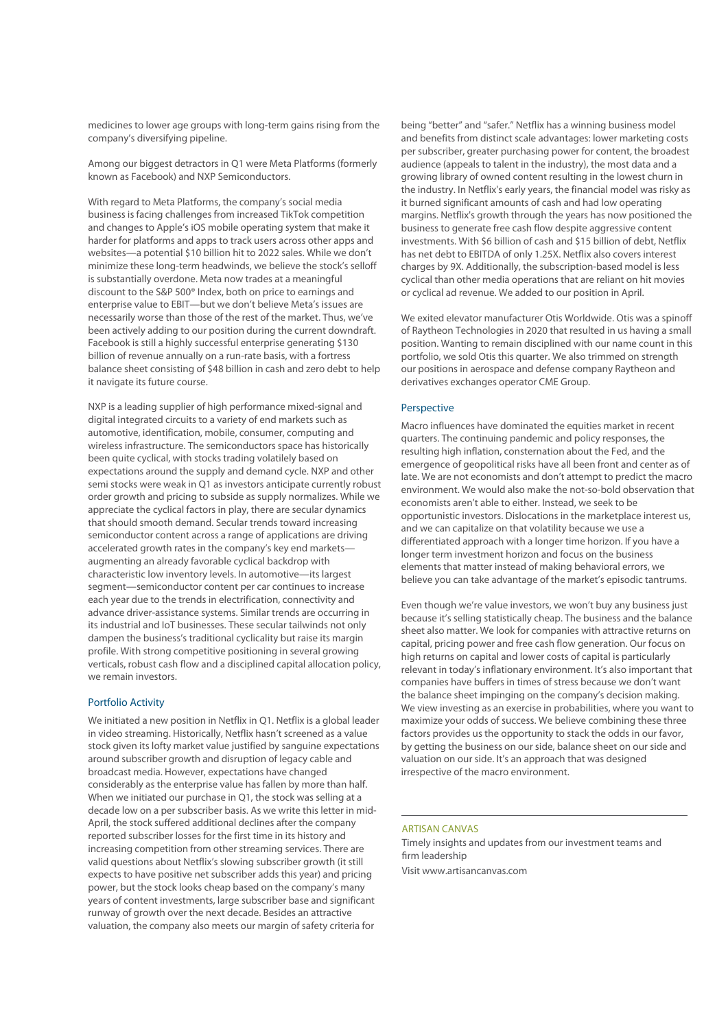medicines to lower age groups with long-term gains rising from the company's diversifying pipeline.

Among our biggest detractors in Q1 were Meta Platforms (formerly known as Facebook) and NXP Semiconductors.

With regard to Meta Platforms, the company's social media business is facing challenges from increased TikTok competition and changes to Apple's iOS mobile operating system that make it harder for platforms and apps to track users across other apps and websites—a potential $10 billion hit to 2022 sales. While we don't minimize these long-term headwinds, we believe the stock's selloff is substantially overdone. Meta now trades at a meaningful discount to the S&P 500® Index, both on price to earnings and enterprise value to EBIT—but we don't believe Meta's issues are necessarily worse than those of the rest of the market. Thus, we've been actively adding to our position during the current downdraft. Facebook is still a highly successful enterprise generating $130 billion of revenue annually on a run-rate basis, with a fortress balance sheet consisting of $48 billion in cash and zero debt to help it navigate its future course.

NXP is a leading supplier of high performance mixed-signal and digital integrated circuits to a variety of end markets such as automotive, identification, mobile, consumer, computing and wireless infrastructure. The semiconductors space has historically been quite cyclical, with stocks trading volatilely based on expectations around the supply and demand cycle. NXP and other semi stocks were weak in Q1 as investors anticipate currently robust order growth and pricing to subside as supply normalizes. While we appreciate the cyclical factors in play, there are secular dynamics that should smooth demand. Secular trends toward increasing semiconductor content across a range of applications are driving accelerated growth rates in the company's key end markets—augmenting an already favorable cyclical backdrop with characteristic low inventory levels. In automotive—its largest segment—semiconductor content per car continues to increase each year due to the trends in electrification, connectivity and advance driver-assistance systems. Similar trends are occurring in its industrial and IoT businesses. These secular tailwinds not only dampen the business's traditional cyclicality but raise its margin profile. With strong competitive positioning in several growing verticals, robust cash flow and a disciplined capital allocation policy, we remain investors.

## Portfolio Activity

We initiated a new position in Netflix in Q1. Netflix is a global leader in video streaming. Historically, Netflix hasn't screened as a value stock given its lofty market value justified by sanguine expectations around subscriber growth and disruption of legacy cable and broadcast media. However, expectations have changed considerably as the enterprise value has fallen by more than half. When we initiated our purchase in Q1, the stock was selling at a decade low on a per subscriber basis. As we write this letter in mid-April, the stock suffered additional declines after the company reported subscriber losses for the first time in its history and increasing competition from other streaming services. There are valid questions about Netflix's slowing subscriber growth (it still expects to have positive net subscriber adds this year) and pricing power, but the stock looks cheap based on the company's many years of content investments, large subscriber base and significant runway of growth over the next decade. Besides an attractive valuation, the company also meets our margin of safety criteria for being "better" and "safer." Netflix has a winning business model and benefits from distinct scale advantages: lower marketing costs per subscriber, greater purchasing power for content, the broadest audience (appeals to talent in the industry), the most data and a growing library of owned content resulting in the lowest churn in the industry. In Netflix's early years, the financial model was risky as it burned significant amounts of cash and had low operating margins. Netflix's growth through the years has now positioned the business to generate free cash flow despite aggressive content investments. With $6 billion of cash and $15 billion of debt, Netflix has net debt to EBITDA of only 1.25X. Netflix also covers interest charges by 9X. Additionally, the subscription-based model is less cyclical than other media operations that are reliant on hit movies or cyclical ad revenue. We added to our position in April.

We exited elevator manufacturer Otis Worldwide. Otis was a spinoff of Raytheon Technologies in 2020 that resulted in us having a small position. Wanting to remain disciplined with our name count in this portfolio, we sold Otis this quarter. We also trimmed on strength our positions in aerospace and defense company Raytheon and derivatives exchanges operator CME Group.

## Perspective

Macro influences have dominated the equities market in recent quarters. The continuing pandemic and policy responses, the resulting high inflation, consternation about the Fed, and the emergence of geopolitical risks have all been front and center as of late. We are not economists and don't attempt to predict the macro environment. We would also make the not-so-bold observation that economists aren't able to either. Instead, we seek to be opportunistic investors. Dislocations in the marketplace interest us, and we can capitalize on that volatility because we use a differentiated approach with a longer time horizon. If you have a longer term investment horizon and focus on the business elements that matter instead of making behavioral errors, we believe you can take advantage of the market's episodic tantrums.

Even though we're value investors, we won't buy any business just because it's selling statistically cheap. The business and the balance sheet also matter. We look for companies with attractive returns on capital, pricing power and free cash flow generation. Our focus on high returns on capital and lower costs of capital is particularly relevant in today's inflationary environment. It's also important that companies have buffers in times of stress because we don't want the balance sheet impinging on the company's decision making. We view investing as an exercise in probabilities, where you want to maximize your odds of success. We believe combining these three factors provides us the opportunity to stack the odds in our favor, by getting the business on our side, balance sheet on our side and valuation on our side. It's an approach that was designed irrespective of the macro environment.

---

ARTISAN CANVAS

Timely insights and updates from our investment teams and firm leadership

Visit www.artisancanvas.com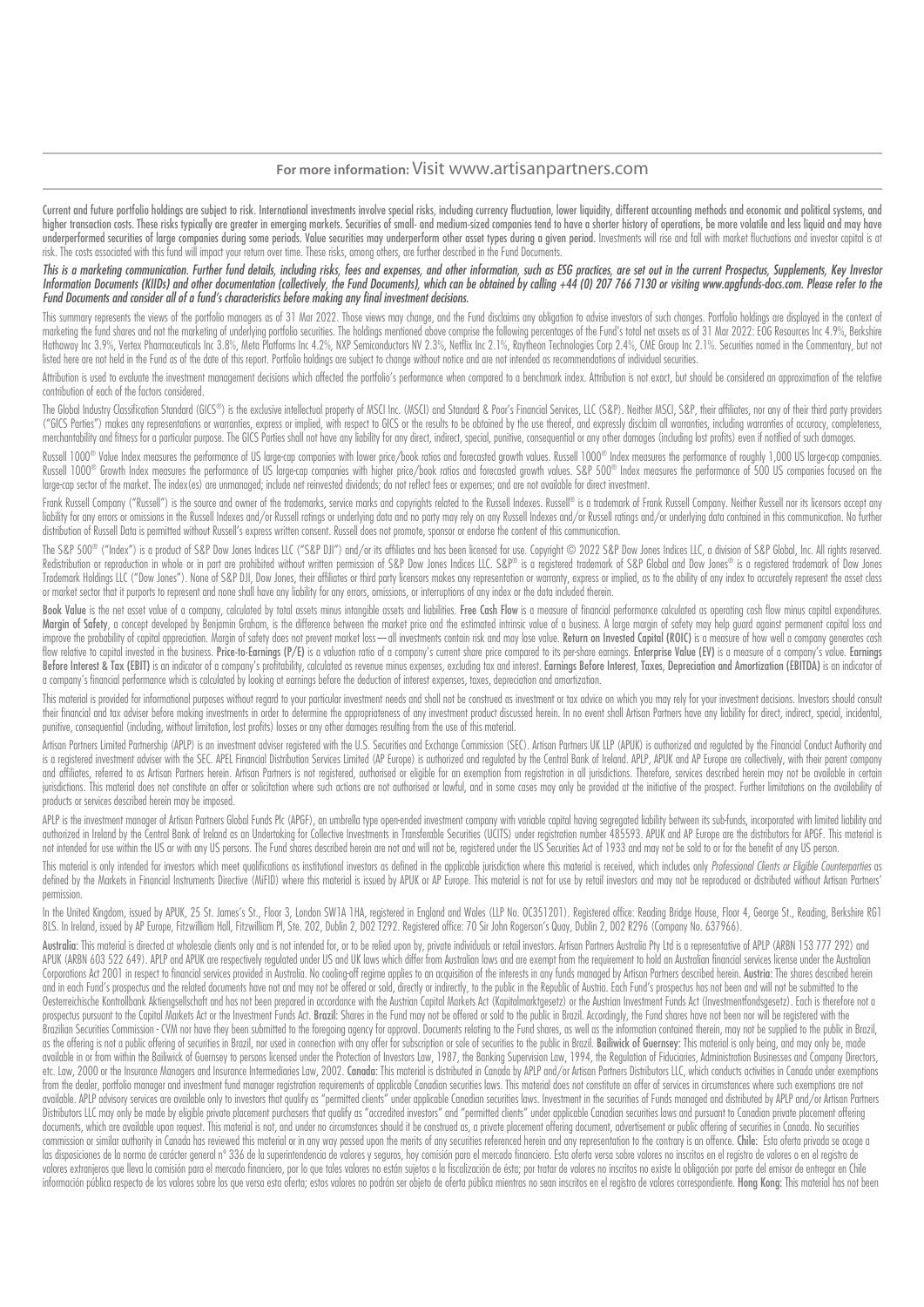**For more information:** Visit www.artisanpartners.com

Current and future portfolio holdings are subject to risk. International investments involve special risks, including currency fluctuation, lower liquidity, different accounting methods and economic and political systems, and higher transaction costs. These risks typically are greater in emerging markets. Securities of small- and medium-sized companies tend to have a shorter history of operations, be more volatile and less liquid and may have underperformed securities of large companies during some periods. Value securities may underperform other asset types during a given period. Investments will rise and fall with market fluctuations and investor capital is at risk. The costs associated with this fund will impact your return over time. These risks, among others, are further described in the Fund Documents.

*This is a marketing communication. Further fund details, including risks, fees and expenses, and other information, such as ESG practices, are set out in the current Prospectus, Supplements, Key Investor Information Documents (KIIDs) and other documentation (collectively, the Fund Documents), which can be obtained by calling +44 (0) 207 766 7130 or visiting www.apgfunds-docs.com. Please refer to the Fund Documents and consider all of a fund's characteristics before making any final investment decisions.*

This summary represents the views of the portfolio managers as of 31 Mar 2022. Those views may change, and the Fund disclaims any obligation to advise investors of such changes. Portfolio holdings are displayed in the context of marketing the fund shares and not the marketing of underlying portfolio securities. The holdings mentioned above comprise the following percentages of the Fund's total net assets as of 31 Mar 2022: EOG Resources Inc 4.9%, Berkshire Hathaway Inc 3.9%, Vertex Pharmaceuticals Inc 3.8%, Meta Platforms Inc 4.2%, NXP Semiconductors NV 2.3%, Netflix Inc 2.1%, Raytheon Technologies Corp 2.4%, CME Group Inc 2.1%. Securities named in the Commentary, but not listed here are not held in the Fund as of the date of this report. Portfolio holdings are subject to change without notice and are not intended as recommendations of individual securities.

Attribution is used to evaluate the investment management decisions which affected the portfolio's performance when compared to a benchmark index. Attribution is not exact, but should be considered an approximation of the relative contribution of each of the factors considered.

The Global Industry Classification Standard (GICS®) is the exclusive intellectual property of MSCI Inc. (MSCI) and Standard & Poor's Financial Services, LLC (S&P). Neither MSCI, S&P, their affiliates, nor any of their third party providers ("GICS Parties") makes any representations or warranties, express or implied, with respect to GICS or the results to be obtained by the use thereof, and expressly disclaim all warranties, including warranties of accuracy, completeness, merchantability and fitness for a particular purpose. The GICS Parties shall not have any liability for any direct, indirect, special, punitive, consequential or any other damages (including lost profits) even if notified of such damages.

Russell 1000® Value Index measures the performance of US large-cap companies with lower price/book ratios and forecasted growth values. Russell 1000® Index measures the performance of roughly 1,000 US large-cap companies. Russell 1000® Growth Index measures the performance of US large-cap companies with higher price/book ratios and forecasted growth values. S&P 500® Index measures the performance of 500 US companies focused on the large-cap sector of the market. The index(es) are unmanaged; include net reinvested dividends; do not reflect fees or expenses; and are not available for direct investment.

Frank Russell Company ("Russell") is the source and owner of the trademarks, service marks and copyrights related to the Russell Indexes. Russell® is a trademark of Frank Russell Company. Neither Russell nor its licensors accept any liability for any errors or omissions in the Russell Indexes and/or Russell ratings or underlying data and no party may rely on any Russell Indexes and/or Russell ratings and/or underlying data contained in this communication. No further distribution of Russell Data is permitted without Russell's express written consent. Russell does not promote, sponsor or endorse the content of this communication.

The S&P 500® ("Index") is a product of S&P Dow Jones Indices LLC ("S&P DJI") and/or its affiliates and has been licensed for use. Copyright © 2022 S&P Dow Jones Indices LLC, a division of S&P Global, Inc. All rights reserved. Redistribution or reproduction in whole or in part are prohibited without written permission of S&P Dow Jones Indices LLC. S&P® is a registered trademark of S&P Global and Dow Jones® is a registered trademark of Dow Jones Trademark Holdings LLC ("Dow Jones"). None of S&P DJI, Dow Jones, their affiliates or third party licensors makes any representation or warranty, express or implied, as to the ability of any index to accurately represent the asset class or market sector that it purports to represent and none shall have any liability for any errors, omissions, or interruptions of any index or the data included therein.

**Book Value** is the net asset value of a company, calculated by total assets minus intangible assets and liabilities. **Free Cash Flow** is a measure of financial performance calculated as operating cash flow minus capital expenditures. **Margin of Safety**, a concept developed by Benjamin Graham, is the difference between the market price and the estimated intrinsic value of a business. A large margin of safety may help guard against permanent capital loss and improve the probability of capital appreciation. Margin of safety does not prevent market loss—all investments contain risk and may lose value. **Return on Invested Capital (ROIC)** is a measure of how well a company generates cash flow relative to capital invested in the business. **Price-to-Earnings (P/E)** is a valuation ratio of a company's current share price compared to its per-share earnings. **Enterprise Value (EV)** is a measure of a company's value. **Earnings Before Interest & Tax (EBIT)** is an indicator of a company's profitability, calculated as revenue minus expenses, excluding tax and interest. **Earnings Before Interest, Taxes, Depreciation and Amortization (EBITDA)** is an indicator of a company's financial performance which is calculated by looking at earnings before the deduction of interest expenses, taxes, depreciation and amortization.

This material is provided for informational purposes without regard to your particular investment needs and shall not be construed as investment or tax advice on which you may rely for your investment decisions. Investors should consult their financial and tax adviser before making investments in order to determine the appropriateness of any investment product discussed herein. In no event shall Artisan Partners have any liability for direct, indirect, special, incidental, punitive, consequential (including, without limitation, lost profits) losses or any other damages resulting from the use of this material.

Artisan Partners Limited Partnership (APLP) is an investment adviser registered with the U.S. Securities and Exchange Commission (SEC). Artisan Partners UK LLP (APUK) is authorized and regulated by the Financial Conduct Authority and is a registered investment adviser with the SEC. APEL Financial Distribution Services Limited (AP Europe) is authorized and regulated by the Central Bank of Ireland. APLP, APUK and AP Europe are collectively, with their parent company and affiliates, referred to as Artisan Partners herein. Artisan Partners is not registered, authorised or eligible for an exemption from registration in all jurisdictions. Therefore, services described herein may not be available in certain jurisdictions. This material does not constitute an offer or solicitation where such actions are not authorised or lawful, and in some cases may only be provided at the initiative of the prospect. Further limitations on the availability of products or services described herein may be imposed.

APLP is the investment manager of Artisan Partners Global Funds Plc (APGF), an umbrella type open-ended investment company with variable capital having segregated liability between its sub-funds, incorporated with limited liability and authorized in Ireland by the Central Bank of Ireland as an Undertaking for Collective Investments in Transferable Securities (UCITS) under registration number 485593. APUK and AP Europe are the distributors for APGF. This material is not intended for use within the US or with any US persons. The Fund shares described herein are not and will not be, registered under the US Securities Act of 1933 and may not be sold to or for the benefit of any US person.

This material is only intended for investors which meet qualifications as institutional investors as defined in the applicable jurisdiction where this material is received, which includes only *Professional Clients or Eligible Counterparties* as defined by the Markets in Financial Instruments Directive (MiFID) where this material is issued by APUK or AP Europe. This material is not for use by retail investors and may not be reproduced or distributed without Artisan Partners' permission.

In the United Kingdom, issued by APUK, 25 St. James's St., Floor 3, London SW1A 1HA, registered in England and Wales (LLP No. OC351201). Registered office: Reading Bridge House, Floor 4, George St., Reading, Berkshire RG1 8LS. In Ireland, issued by AP Europe, Fitzwilliam Hall, Fitzwilliam Pl, Ste. 202, Dublin 2, D02 T292. Registered office: 70 Sir John Rogerson's Quay, Dublin 2, D02 R296 (Company No. 637966).

**Australia:** This material is directed at wholesale clients only and is not intended for, or to be relied upon by, private individuals or retail investors. Artisan Partners Australia Pty Ltd is a representative of APLP (ARBN 153 777 292) and APUK (ARBN 603 522 649). APLP and APUK are respectively regulated under US and UK laws which differ from Australian laws and are exempt from the requirement to hold an Australian financial services license under the Australian Corporations Act 2001 in respect to financial services provided in Australia. No cooling-off regime applies to an acquisition of the interests in any funds managed by Artisan Partners described herein. **Austria:** The shares described herein and in each Fund's prospectus and the related documents have not and may not be offered or sold, directly or indirectly, to the public in the Republic of Austria. Each Fund's prospectus has not been and will not be submitted to the Oesterreichische Kontrollbank Aktiengesellschaft and has not been prepared in accordance with the Austrian Capital Markets Act (Kapitalmarktgesetz) or the Austrian Investment Funds Act (Investmentfondsgesetz). Each is therefore not a prospectus pursuant to the Capital Markets Act or the Investment Funds Act. **Brazil:** Shares in the Fund may not be offered or sold to the public in Brazil. Accordingly, the Fund shares have not been nor will be registered with the Brazilian Securities Commission - CVM nor have they been submitted to the foregoing agency for approval. Documents relating to the Fund shares, as well as the information contained therein, may not be supplied to the public in Brazil, as the offering is not a public offering of securities in Brazil, nor used in connection with any offer for subscription or sale of securities to the public in Brazil. **Bailiwick of Guernsey:** This material is only being, and may only be, made available in or from within the Bailiwick of Guernsey to persons licensed under the Protection of Investors Law, 1987, the Banking Supervision Law, 1994, the Regulation of Fiduciaries, Administration Businesses and Company Directors, etc. Law, 2000 or the Insurance Managers and Insurance Intermediaries Law, 2002. **Canada:** This material is distributed in Canada by APLP and/or Artisan Partners Distributors LLC, which conducts activities in Canada under exemptions from the dealer, portfolio manager and investment fund manager registration requirements of applicable Canadian securities laws. This material does not constitute an offer of services in circumstances where such exemptions are not available. APLP advisory services are available only to investors that qualify as "permitted clients" under applicable Canadian securities laws. Investment in the securities of Funds managed and distributed by APLP and/or Artisan Partners Distributors LLC may only be made by eligible private placement purchasers that qualify as "accredited investors" and "permitted clients" under applicable Canadian securities laws and pursuant to Canadian private placement offering documents, which are available upon request. This material is not, and under no circumstances should it be construed as, a private placement offering document, advertisement or public offering of securities in Canada. No securities commission or similar authority in Canada has reviewed this material or in any way passed upon the merits of any securities referenced herein and any representation to the contrary is an offence. **Chile:** Esta oferta privada se acoge a las disposiciones de la norma de carácter general n° 336 de la superintendencia de valores y seguros, hoy comisión para el mercado financiero. Esta oferta versa sobre valores no inscritos en el registro de valores o en el registro de valores extranjeros que lleva la comisión para el mercado financiero, por lo que tales valores no están sujetos a la fiscalización de ésta; por tratar de valores no inscritos no existe la obligación por parte del emisor de entregar en Chile información pública respecto de los valores sobre los que versa esta oferta; estos valores no podrán ser objeto de oferta pública mientras no sean inscritos en el registro de valores correspondiente. **Hong Kong:** This material has not been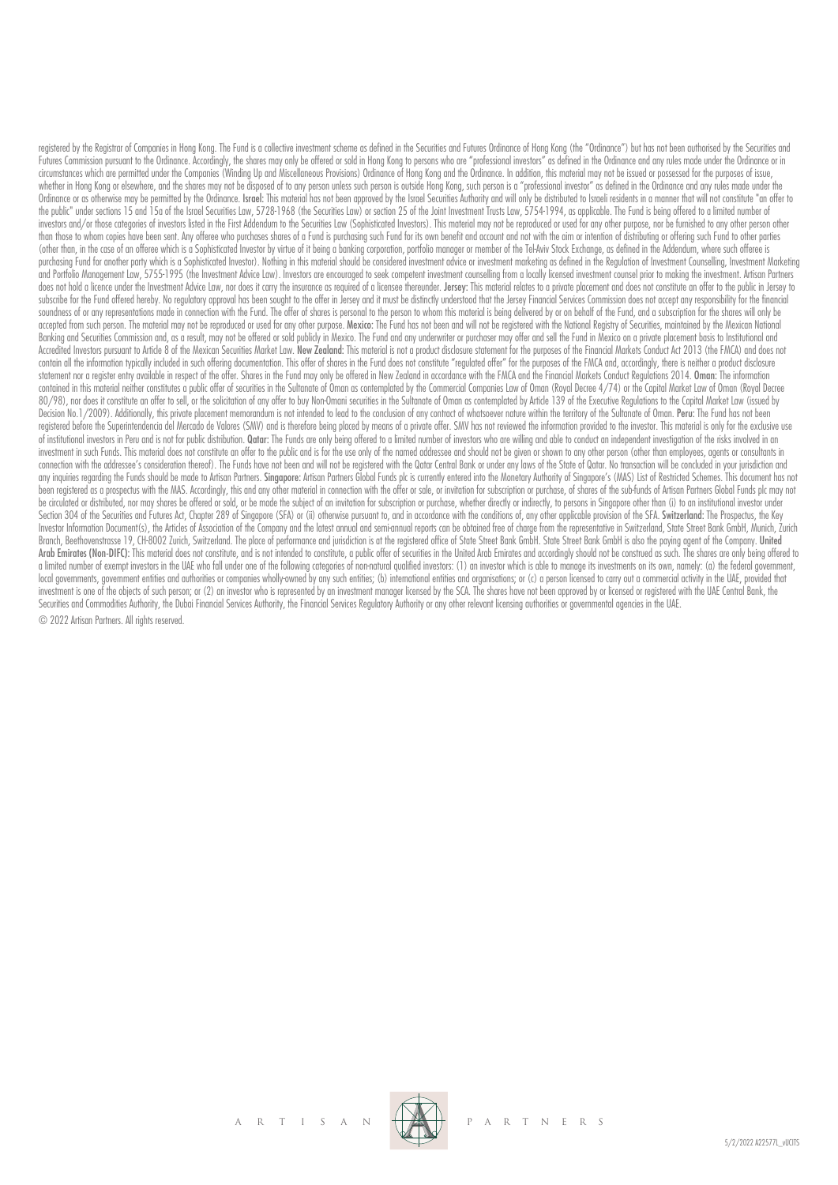registered by the Registrar of Companies in Hong Kong. The Fund is a collective investment scheme as defined in the Securities and Futures Ordinance of Hong Kong (the "Ordinance") but has not been authorised by the Securities and Futures Commission pursuant to the Ordinance. Accordingly, the shares may only be offered or sold in Hong Kong to persons who are "professional investors" as defined in the Ordinance and any rules made under the Ordinance or in circumstances which are permitted under the Companies (Winding Up and Miscellaneous Provisions) Ordinance of Hong Kong and the Ordinance. In addition, this material may not be issued or possessed for the purposes of issue, whether in Hong Kong or elsewhere, and the shares may not be disposed of to any person unless such person is outside Hong Kong, such person is a "professional investor" as defined in the Ordinance and any rules made under the Ordinance or as otherwise may be permitted by the Ordinance. **Israel:** This material has not been approved by the Israel Securities Authority and will only be distributed to Israeli residents in a manner that will not constitute "an offer to the public" under sections 15 and 15a of the Israel Securities Law, 5728-1968 (the Securities Law) or section 25 of the Joint Investment Trusts Law, 5754-1994, as applicable. The Fund is being offered to a limited number of investors and/or those categories of investors listed in the First Addendum to the Securities Law (Sophisticated Investors). This material may not be reproduced or used for any other purpose, nor be furnished to any other person other than those to whom copies have been sent. Any offeree who purchases shares of a Fund is purchasing such Fund for its own benefit and account and not with the aim or intention of distributing or offering such Fund to other parties (other than, in the case of an offeree which is a Sophisticated Investor by virtue of it being a banking corporation, portfolio manager or member of the Tel-Aviv Stock Exchange, as defined in the Addendum, where such offeree is purchasing Fund for another party which is a Sophisticated Investor). Nothing in this material should be considered investment advice or investment marketing as defined in the Regulation of Investment Counselling, Investment Marketing and Portfolio Management Law, 5755-1995 (the Investment Advice Law). Investors are encouraged to seek competent investment counselling from a locally licensed investment counsel prior to making the investment. Artisan Partners does not hold a licence under the Investment Advice Law, nor does it carry the insurance as required of a licensee thereunder. **Jersey:** This material relates to a private placement and does not constitute an offer to the public in Jersey to subscribe for the Fund offered hereby. No regulatory approval has been sought to the offer in Jersey and it must be distinctly understood that the Jersey Financial Services Commission does not accept any responsibility for the financial soundness of or any representations made in connection with the Fund. The offer of shares is personal to the person to whom this material is being delivered by or on behalf of the Fund, and a subscription for the shares will only be accepted from such person. The material may not be reproduced or used for any other purpose. **Mexico:** The Fund has not been and will not be registered with the National Registry of Securities, maintained by the Mexican National Banking and Securities Commission and, as a result, may not be offered or sold publicly in Mexico. The Fund and any underwriter or purchaser may offer and sell the Fund in Mexico on a private placement basis to Institutional and Accredited Investors pursuant to Article 8 of the Mexican Securities Market Law. **New Zealand:** This material is not a product disclosure statement for the purposes of the Financial Markets Conduct Act 2013 (the FMCA) and does not contain all the information typically included in such offering documentation. This offer of shares in the Fund does not constitute "regulated offer" for the purposes of the FMCA and, accordingly, there is neither a product disclosure statement nor a register entry available in respect of the offer. Shares in the Fund may only be offered in New Zealand in accordance with the FMCA and the Financial Markets Conduct Regulations 2014. **Oman:** The information contained in this material neither constitutes a public offer of securities in the Sultanate of Oman as contemplated by the Commercial Companies Law of Oman (Royal Decree 4/74) or the Capital Market Law of Oman (Royal Decree 80/98), nor does it constitute an offer to sell, or the solicitation of any offer to buy Non-Omani securities in the Sultanate of Oman as contemplated by Article 139 of the Executive Regulations to the Capital Market Law (issued by Decision No.1/2009). Additionally, this private placement memorandum is not intended to lead to the conclusion of any contract of whatsoever nature within the territory of the Sultanate of Oman. **Peru:** The Fund has not been registered before the Superintendencia del Mercado de Valores (SMV) and is therefore being placed by means of a private offer. SMV has not reviewed the information provided to the investor. This material is only for the exclusive use of institutional investors in Peru and is not for public distribution. **Qatar:** The Funds are only being offered to a limited number of investors who are willing and able to conduct an independent investigation of the risks involved in an investment in such Funds. This material does not constitute an offer to the public and is for the use only of the named addressee and should not be given or shown to any other person (other than employees, agents or consultants in connection with the addressee's consideration thereof). The Funds have not been and will not be registered with the Qatar Central Bank or under any laws of the State of Qatar. No transaction will be concluded in your jurisdiction and any inquiries regarding the Funds should be made to Artisan Partners. **Singapore:** Artisan Partners Global Funds plc is currently entered into the Monetary Authority of Singapore's (MAS) List of Restricted Schemes. This document has not been registered as a prospectus with the MAS. Accordingly, this and any other material in connection with the offer or sale, or invitation for subscription or purchase, of shares of the sub-funds of Artisan Partners Global Funds plc may not be circulated or distributed, nor may shares be offered or sold, or be made the subject of an invitation for subscription or purchase, whether directly or indirectly, to persons in Singapore other than (i) to an institutional investor under Section 304 of the Securities and Futures Act, Chapter 289 of Singapore (SFA) or (ii) otherwise pursuant to, and in accordance with the conditions of, any other applicable provision of the SFA. **Switzerland:** The Prospectus, the Key Investor Information Document(s), the Articles of Association of the Company and the latest annual and semi-annual reports can be obtained free of charge from the representative in Switzerland, State Street Bank GmbH, Munich, Zurich Branch, Beethovenstrasse 19, CH-8002 Zurich, Switzerland. The place of performance and jurisdiction is at the registered office of State Street Bank GmbH. State Street Bank GmbH is also the paying agent of the Company. **United Arab Emirates (Non-DIFC):** This material does not constitute, and is not intended to constitute, a public offer of securities in the United Arab Emirates and accordingly should not be construed as such. The shares are only being offered to a limited number of exempt investors in the UAE who fall under one of the following categories of non-natural qualified investors: (1) an investor which is able to manage its investments on its own, namely: (a) the federal government, local governments, government entities and authorities or companies wholly-owned by any such entities; (b) international entities and organisations; or (c) a person licensed to carry out a commercial activity in the UAE, provided that investment is one of the objects of such person; or (2) an investor who is represented by an investment manager licensed by the SCA. The shares have not been approved by or licensed or registered with the UAE Central Bank, the Securities and Commodities Authority, the Dubai Financial Services Authority, the Financial Services Regulatory Authority or any other relevant licensing authorities or governmental agencies in the UAE.

© 2022 Artisan Partners. All rights reserved.

ARTISAN PARTNERS

5/2/2022 A22577L_vUCITS